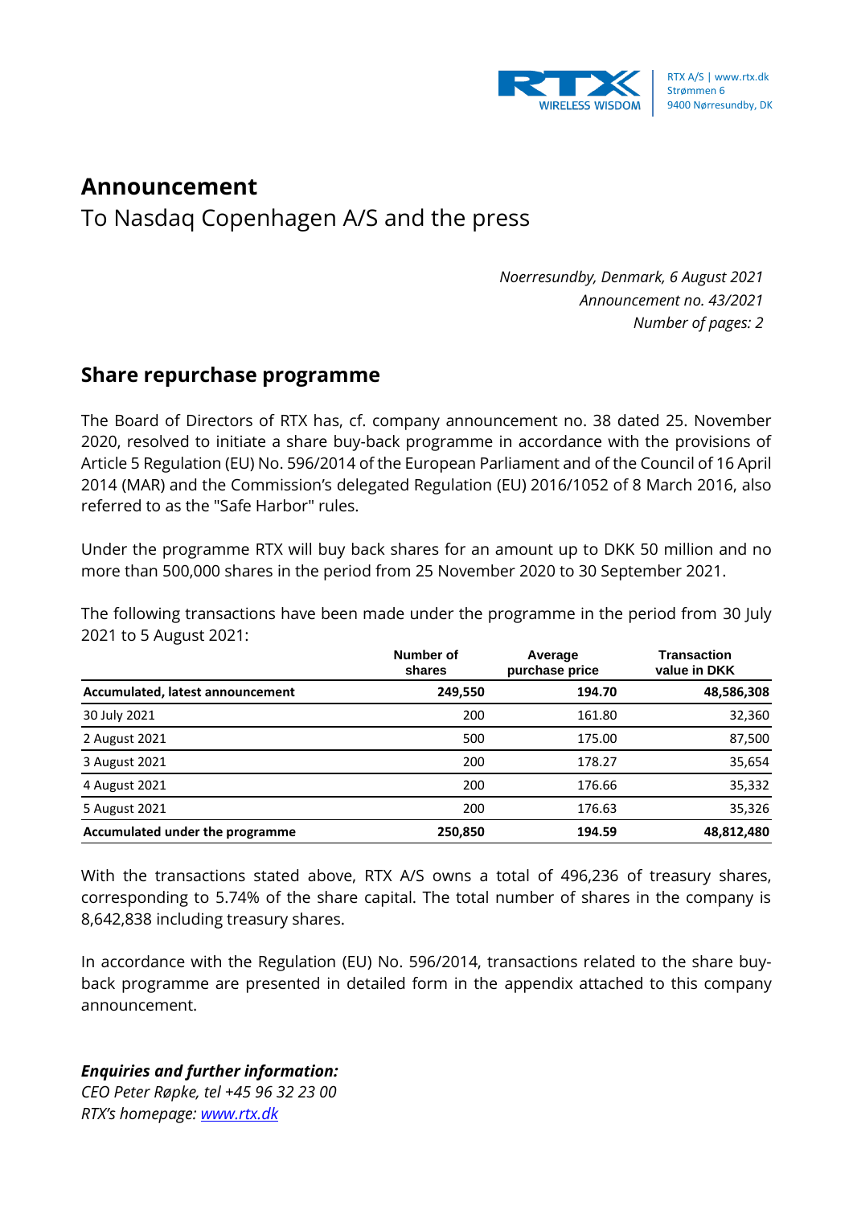RTX A/S | www.rtx.dk
Strømmen 6
9400 Nørresundby, DK

# Announcement

To Nasdaq Copenhagen A/S and the press

*Noerresundby, Denmark, 6 August 2021*
*Announcement no. 43/2021*
*Number of pages: 2*

## Share repurchase programme

The Board of Directors of RTX has, cf. company announcement no. 38 dated 25. November 2020, resolved to initiate a share buy-back programme in accordance with the provisions of Article 5 Regulation (EU) No. 596/2014 of the European Parliament and of the Council of 16 April 2014 (MAR) and the Commission's delegated Regulation (EU) 2016/1052 of 8 March 2016, also referred to as the "Safe Harbor" rules.

Under the programme RTX will buy back shares for an amount up to DKK 50 million and no more than 500,000 shares in the period from 25 November 2020 to 30 September 2021.

The following transactions have been made under the programme in the period from 30 July 2021 to 5 August 2021:

| | Number of shares | Average purchase price | Transaction value in DKK |
|---|---|---|---|
| **Accumulated, latest announcement** | **249,550** | **194.70** | **48,586,308** |
| 30 July 2021 | 200 | 161.80 | 32,360 |
| 2 August 2021 | 500 | 175.00 | 87,500 |
| 3 August 2021 | 200 | 178.27 | 35,654 |
| 4 August 2021 | 200 | 176.66 | 35,332 |
| 5 August 2021 | 200 | 176.63 | 35,326 |
| **Accumulated under the programme** | **250,850** | **194.59** | **48,812,480** |

With the transactions stated above, RTX A/S owns a total of 496,236 of treasury shares, corresponding to 5.74% of the share capital. The total number of shares in the company is 8,642,838 including treasury shares.

In accordance with the Regulation (EU) No. 596/2014, transactions related to the share buy-back programme are presented in detailed form in the appendix attached to this company announcement.

***Enquiries and further information:***
*CEO Peter Røpke, tel +45 96 32 23 00*
*RTX's homepage: [www.rtx.dk](http://www.rtx.dk)*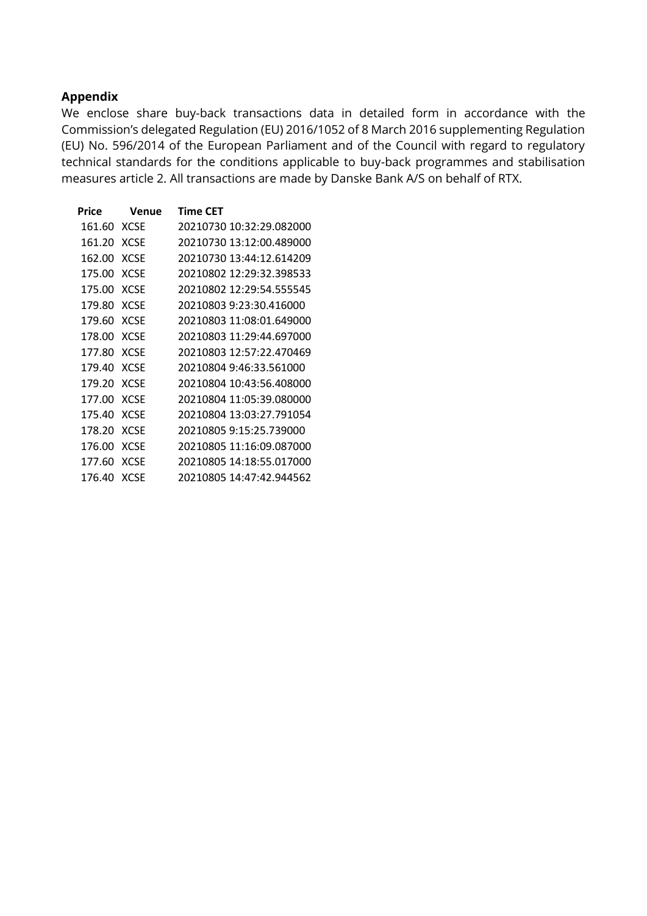**Appendix**

We enclose share buy-back transactions data in detailed form in accordance with the Commission's delegated Regulation (EU) 2016/1052 of 8 March 2016 supplementing Regulation (EU) No. 596/2014 of the European Parliament and of the Council with regard to regulatory technical standards for the conditions applicable to buy-back programmes and stabilisation measures article 2. All transactions are made by Danske Bank A/S on behalf of RTX.

| Price | Venue | Time CET |
|---|---|---|
| 161.60 | XCSE | 20210730 10:32:29.082000 |
| 161.20 | XCSE | 20210730 13:12:00.489000 |
| 162.00 | XCSE | 20210730 13:44:12.614209 |
| 175.00 | XCSE | 20210802 12:29:32.398533 |
| 175.00 | XCSE | 20210802 12:29:54.555545 |
| 179.80 | XCSE | 20210803 9:23:30.416000 |
| 179.60 | XCSE | 20210803 11:08:01.649000 |
| 178.00 | XCSE | 20210803 11:29:44.697000 |
| 177.80 | XCSE | 20210803 12:57:22.470469 |
| 179.40 | XCSE | 20210804 9:46:33.561000 |
| 179.20 | XCSE | 20210804 10:43:56.408000 |
| 177.00 | XCSE | 20210804 11:05:39.080000 |
| 175.40 | XCSE | 20210804 13:03:27.791054 |
| 178.20 | XCSE | 20210805 9:15:25.739000 |
| 176.00 | XCSE | 20210805 11:16:09.087000 |
| 177.60 | XCSE | 20210805 14:18:55.017000 |
| 176.40 | XCSE | 20210805 14:47:42.944562 |